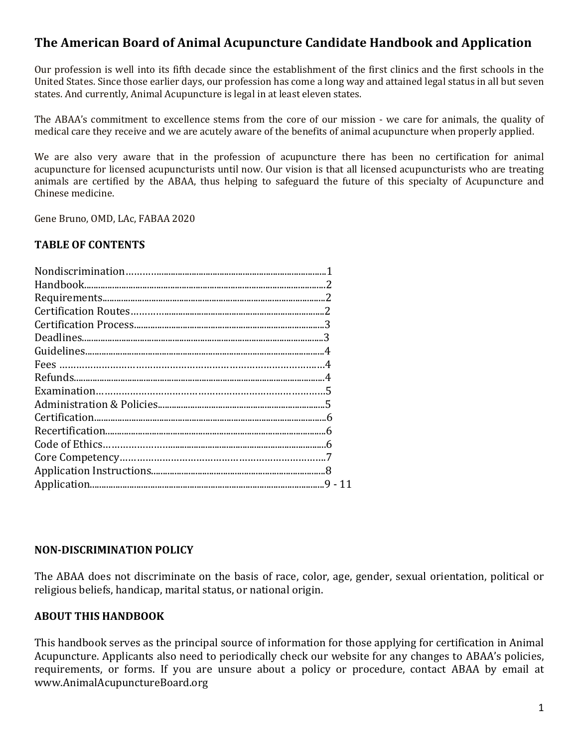# The American Board of Animal Acupuncture Candidate Handbook and Application

Our profession is well into its fifth decade since the establishment of the first clinics and the first schools in the United States. Since those earlier days, our profession has come a long way and attained legal status in all but seven states. And currently, Animal Acupuncture is legal in at least eleven states.

The ABAA's commitment to excellence stems from the core of our mission - we care for animals, the quality of medical care they receive and we are acutely aware of the benefits of animal acupuncture when properly applied.

We are also very aware that in the profession of acupuncture there has been no certification for animal acupuncture for licensed acupuncturists until now. Our vision is that all licensed acupuncturists who are treating animals are certified by the ABAA, thus helping to safeguard the future of this specialty of Acupuncture and Chinese medicine.

Gene Bruno, OMD, LAc, FABAA 2020

## TABLE OF CONTENTS

Nondiscrimination........................................................................1
Handbook.....................................................................................2
Requirements...............................................................................2
Certification Routes.....................................................................2
Certification Process....................................................................3
Deadlines......................................................................................3
Guidelines....................................................................................4
Fees ..............................................................................................4
Refunds.........................................................................................4
Examination..................................................................................5
Administration & Policies............................................................5
Certification..................................................................................6
Recertification..............................................................................6
Code of Ethics...............................................................................6
Core Competency.........................................................................7
Application Instructions...............................................................8
Application....................................................................................9 - 11

## NON-DISCRIMINATION POLICY

The ABAA does not discriminate on the basis of race, color, age, gender, sexual orientation, political or religious beliefs, handicap, marital status, or national origin.

## ABOUT THIS HANDBOOK

This handbook serves as the principal source of information for those applying for certification in Animal Acupuncture. Applicants also need to periodically check our website for any changes to ABAA's policies, requirements, or forms. If you are unsure about a policy or procedure, contact ABAA by email at www.AnimalAcupunctureBoard.org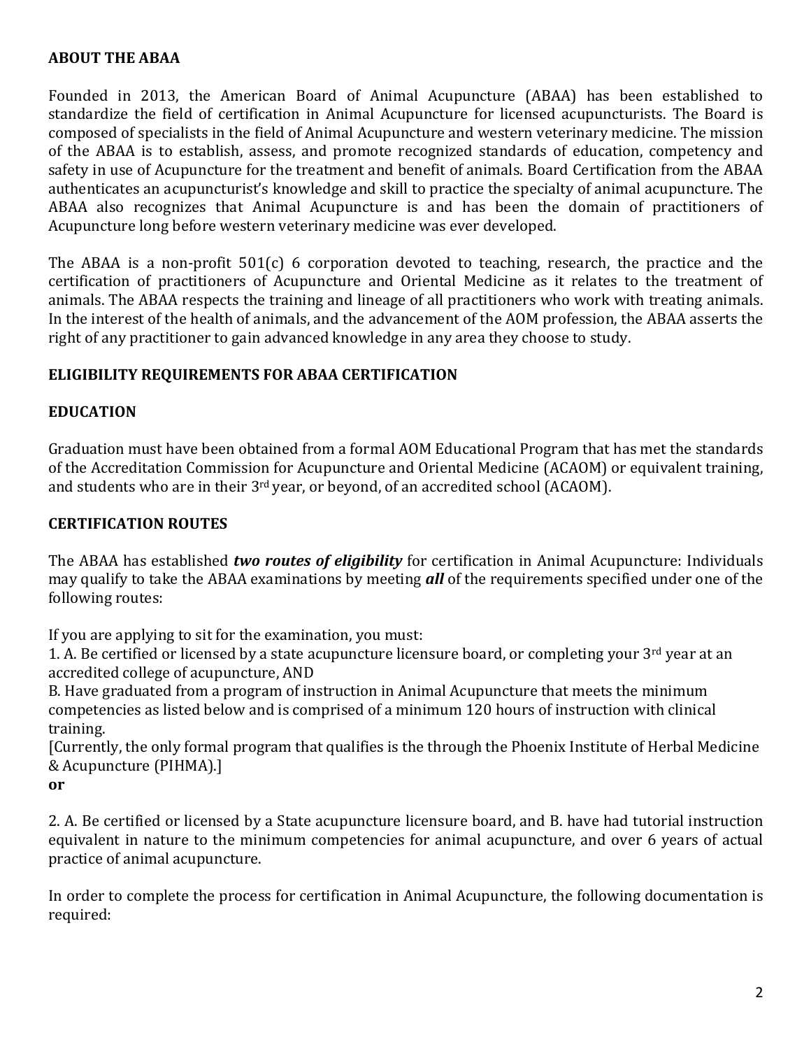**ABOUT THE ABAA**

Founded in 2013, the American Board of Animal Acupuncture (ABAA) has been established to standardize the field of certification in Animal Acupuncture for licensed acupuncturists. The Board is composed of specialists in the field of Animal Acupuncture and western veterinary medicine. The mission of the ABAA is to establish, assess, and promote recognized standards of education, competency and safety in use of Acupuncture for the treatment and benefit of animals. Board Certification from the ABAA authenticates an acupuncturist's knowledge and skill to practice the specialty of animal acupuncture. The ABAA also recognizes that Animal Acupuncture is and has been the domain of practitioners of Acupuncture long before western veterinary medicine was ever developed.

The ABAA is a non-profit 501(c) 6 corporation devoted to teaching, research, the practice and the certification of practitioners of Acupuncture and Oriental Medicine as it relates to the treatment of animals. The ABAA respects the training and lineage of all practitioners who work with treating animals. In the interest of the health of animals, and the advancement of the AOM profession, the ABAA asserts the right of any practitioner to gain advanced knowledge in any area they choose to study.

**ELIGIBILITY REQUIREMENTS FOR ABAA CERTIFICATION**

**EDUCATION**

Graduation must have been obtained from a formal AOM Educational Program that has met the standards of the Accreditation Commission for Acupuncture and Oriental Medicine (ACAOM) or equivalent training, and students who are in their 3rd year, or beyond, of an accredited school (ACAOM).

**CERTIFICATION ROUTES**

The ABAA has established ***two routes of eligibility*** for certification in Animal Acupuncture: Individuals may qualify to take the ABAA examinations by meeting ***all*** of the requirements specified under one of the following routes:

If you are applying to sit for the examination, you must:

1. A. Be certified or licensed by a state acupuncture licensure board, or completing your 3rd year at an accredited college of acupuncture, AND

B. Have graduated from a program of instruction in Animal Acupuncture that meets the minimum competencies as listed below and is comprised of a minimum 120 hours of instruction with clinical training.

[Currently, the only formal program that qualifies is the through the Phoenix Institute of Herbal Medicine & Acupuncture (PIHMA).]

**or**

2. A. Be certified or licensed by a State acupuncture licensure board, and B. have had tutorial instruction equivalent in nature to the minimum competencies for animal acupuncture, and over 6 years of actual practice of animal acupuncture.

In order to complete the process for certification in Animal Acupuncture, the following documentation is required: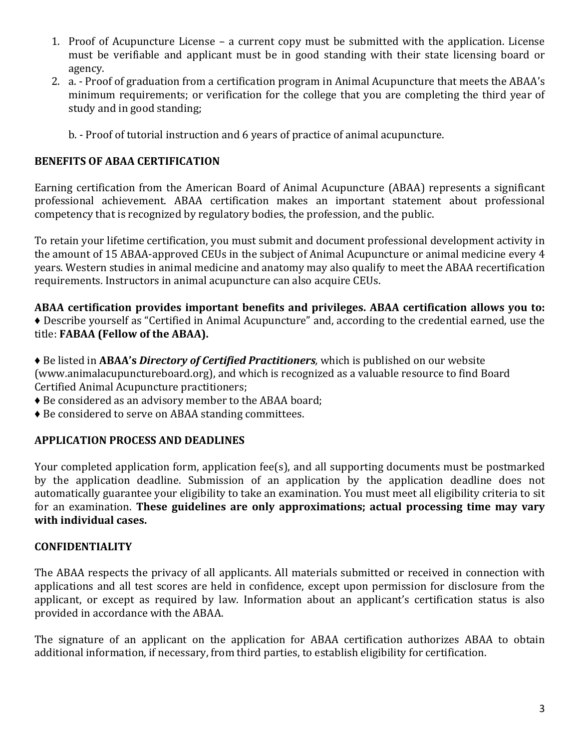1. Proof of Acupuncture License – a current copy must be submitted with the application. License must be verifiable and applicant must be in good standing with their state licensing board or agency.
2. a. - Proof of graduation from a certification program in Animal Acupuncture that meets the ABAA's minimum requirements; or verification for the college that you are completing the third year of study and in good standing;

   b. - Proof of tutorial instruction and 6 years of practice of animal acupuncture.

**BENEFITS OF ABAA CERTIFICATION**

Earning certification from the American Board of Animal Acupuncture (ABAA) represents a significant professional achievement. ABAA certification makes an important statement about professional competency that is recognized by regulatory bodies, the profession, and the public.

To retain your lifetime certification, you must submit and document professional development activity in the amount of 15 ABAA-approved CEUs in the subject of Animal Acupuncture or animal medicine every 4 years. Western studies in animal medicine and anatomy may also qualify to meet the ABAA recertification requirements. Instructors in animal acupuncture can also acquire CEUs.

**ABAA certification provides important benefits and privileges. ABAA certification allows you to:**

♦ Describe yourself as "Certified in Animal Acupuncture" and, according to the credential earned, use the title: **FABAA (Fellow of the ABAA).**

♦ Be listed in **ABAA's *Directory of Certified Practitioners*,** which is published on our website (www.animalacupunctureboard.org), and which is recognized as a valuable resource to find Board Certified Animal Acupuncture practitioners;

♦ Be considered as an advisory member to the ABAA board;

♦ Be considered to serve on ABAA standing committees.

**APPLICATION PROCESS AND DEADLINES**

Your completed application form, application fee(s), and all supporting documents must be postmarked by the application deadline. Submission of an application by the application deadline does not automatically guarantee your eligibility to take an examination. You must meet all eligibility criteria to sit for an examination. **These guidelines are only approximations; actual processing time may vary with individual cases.**

**CONFIDENTIALITY**

The ABAA respects the privacy of all applicants. All materials submitted or received in connection with applications and all test scores are held in confidence, except upon permission for disclosure from the applicant, or except as required by law. Information about an applicant's certification status is also provided in accordance with the ABAA.

The signature of an applicant on the application for ABAA certification authorizes ABAA to obtain additional information, if necessary, from third parties, to establish eligibility for certification.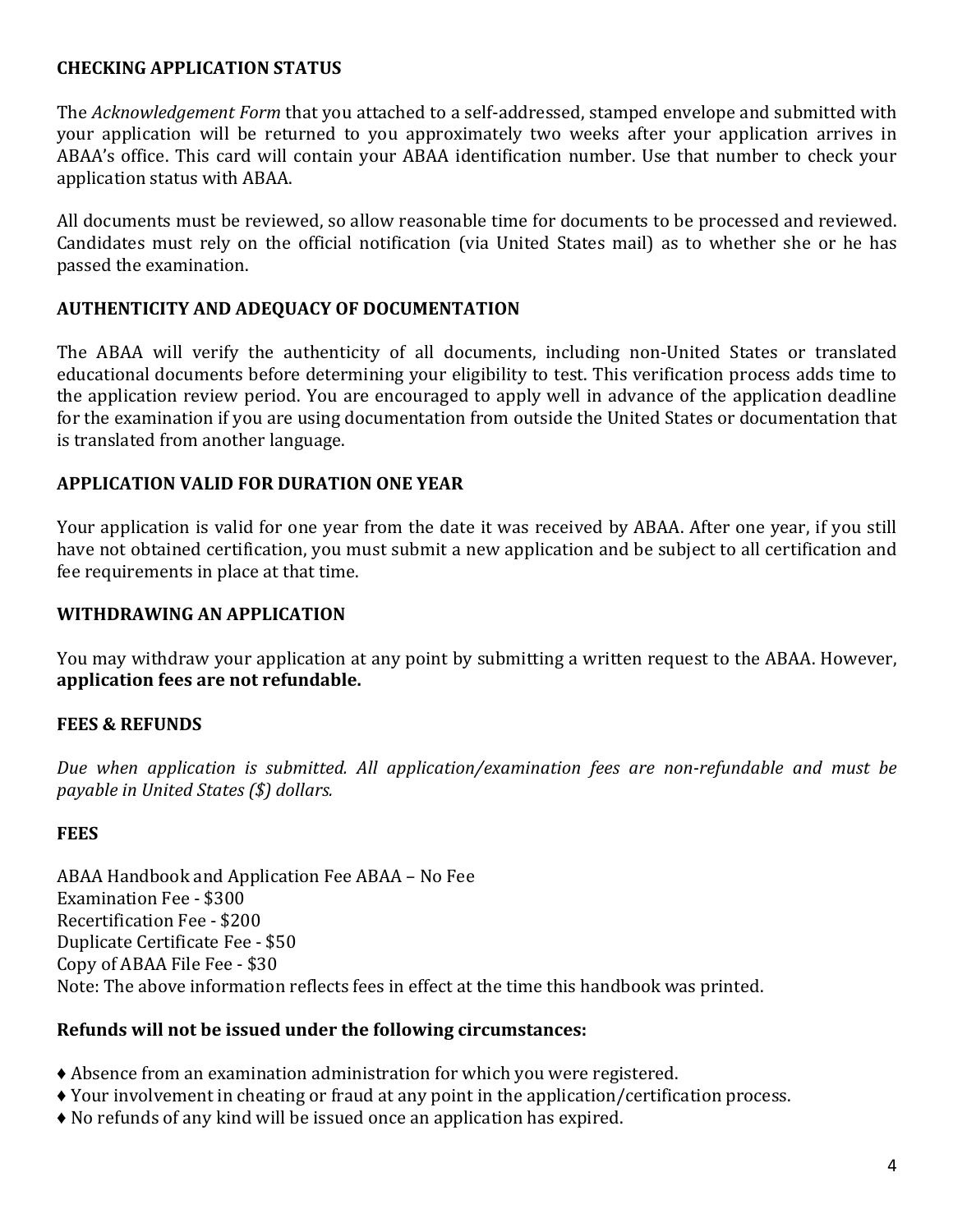## CHECKING APPLICATION STATUS

The *Acknowledgement Form* that you attached to a self-addressed, stamped envelope and submitted with your application will be returned to you approximately two weeks after your application arrives in ABAA's office. This card will contain your ABAA identification number. Use that number to check your application status with ABAA.

All documents must be reviewed, so allow reasonable time for documents to be processed and reviewed. Candidates must rely on the official notification (via United States mail) as to whether she or he has passed the examination.

## AUTHENTICITY AND ADEQUACY OF DOCUMENTATION

The ABAA will verify the authenticity of all documents, including non-United States or translated educational documents before determining your eligibility to test. This verification process adds time to the application review period. You are encouraged to apply well in advance of the application deadline for the examination if you are using documentation from outside the United States or documentation that is translated from another language.

## APPLICATION VALID FOR DURATION ONE YEAR

Your application is valid for one year from the date it was received by ABAA. After one year, if you still have not obtained certification, you must submit a new application and be subject to all certification and fee requirements in place at that time.

## WITHDRAWING AN APPLICATION

You may withdraw your application at any point by submitting a written request to the ABAA. However, **application fees are not refundable.**

## FEES & REFUNDS

*Due when application is submitted. All application/examination fees are non-refundable and must be payable in United States ($) dollars.*

## FEES

ABAA Handbook and Application Fee ABAA – No Fee
Examination Fee - $300
Recertification Fee - $200
Duplicate Certificate Fee - $50
Copy of ABAA File Fee - $30
Note: The above information reflects fees in effect at the time this handbook was printed.

**Refunds will not be issued under the following circumstances:**

- Absence from an examination administration for which you were registered.
- Your involvement in cheating or fraud at any point in the application/certification process.
- No refunds of any kind will be issued once an application has expired.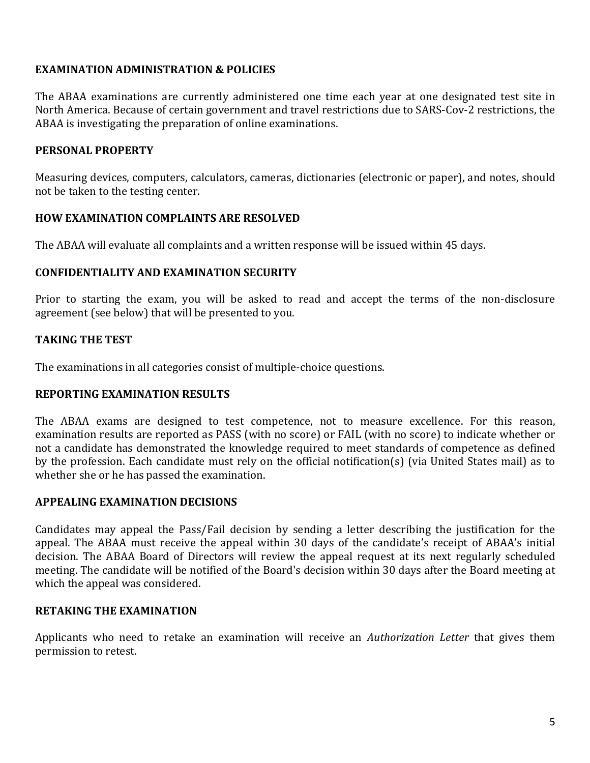## EXAMINATION ADMINISTRATION & POLICIES

The ABAA examinations are currently administered one time each year at one designated test site in North America. Because of certain government and travel restrictions due to SARS-Cov-2 restrictions, the ABAA is investigating the preparation of online examinations.

## PERSONAL PROPERTY

Measuring devices, computers, calculators, cameras, dictionaries (electronic or paper), and notes, should not be taken to the testing center.

## HOW EXAMINATION COMPLAINTS ARE RESOLVED

The ABAA will evaluate all complaints and a written response will be issued within 45 days.

## CONFIDENTIALITY AND EXAMINATION SECURITY

Prior to starting the exam, you will be asked to read and accept the terms of the non-disclosure agreement (see below) that will be presented to you.

## TAKING THE TEST

The examinations in all categories consist of multiple-choice questions.

## REPORTING EXAMINATION RESULTS

The ABAA exams are designed to test competence, not to measure excellence. For this reason, examination results are reported as PASS (with no score) or FAIL (with no score) to indicate whether or not a candidate has demonstrated the knowledge required to meet standards of competence as defined by the profession. Each candidate must rely on the official notification(s) (via United States mail) as to whether she or he has passed the examination.

## APPEALING EXAMINATION DECISIONS

Candidates may appeal the Pass/Fail decision by sending a letter describing the justification for the appeal. The ABAA must receive the appeal within 30 days of the candidate's receipt of ABAA's initial decision. The ABAA Board of Directors will review the appeal request at its next regularly scheduled meeting. The candidate will be notified of the Board's decision within 30 days after the Board meeting at which the appeal was considered.

## RETAKING THE EXAMINATION

Applicants who need to retake an examination will receive an *Authorization Letter* that gives them permission to retest.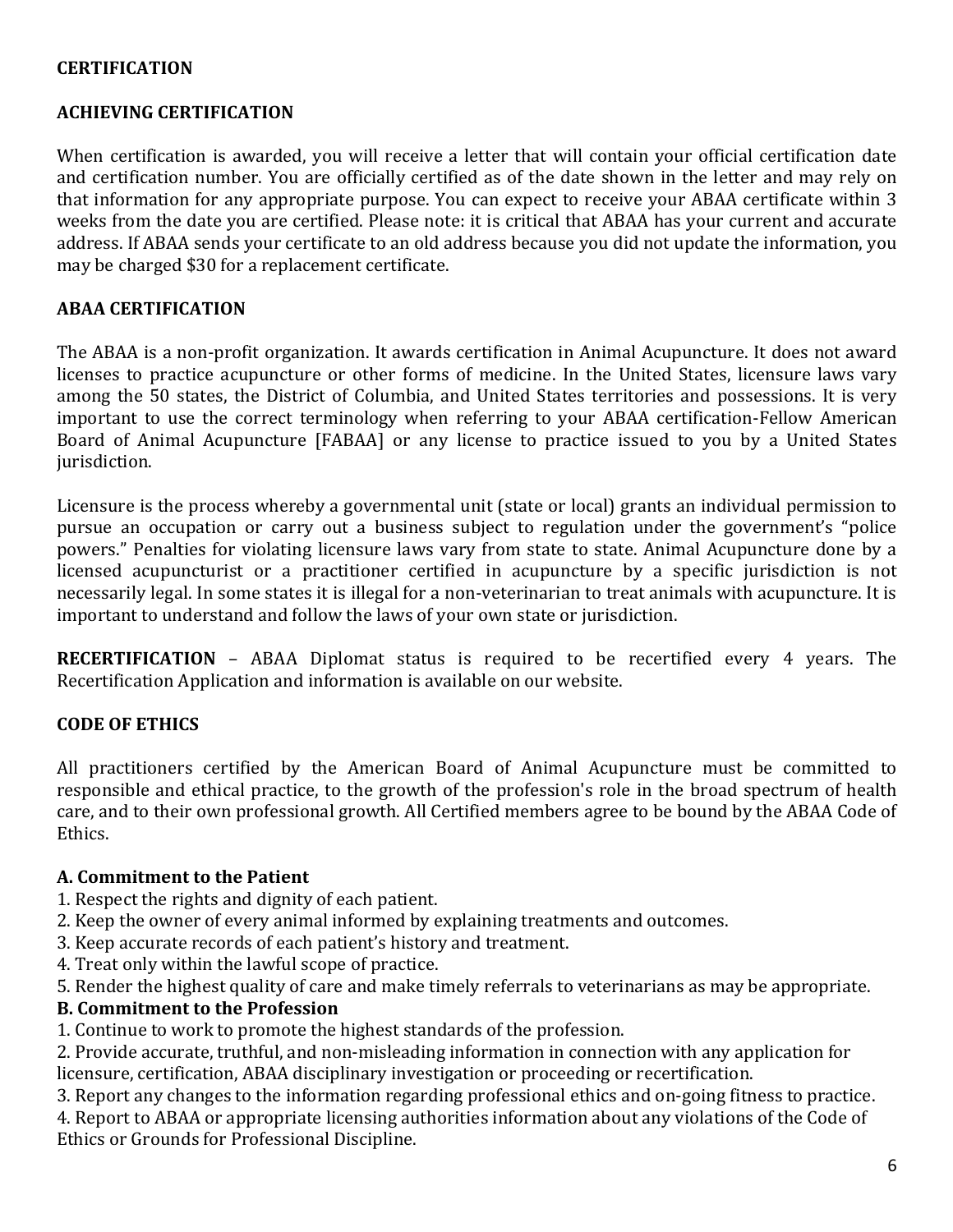## CERTIFICATION

### ACHIEVING CERTIFICATION

When certification is awarded, you will receive a letter that will contain your official certification date and certification number. You are officially certified as of the date shown in the letter and may rely on that information for any appropriate purpose. You can expect to receive your ABAA certificate within 3 weeks from the date you are certified. Please note: it is critical that ABAA has your current and accurate address. If ABAA sends your certificate to an old address because you did not update the information, you may be charged $30 for a replacement certificate.

### ABAA CERTIFICATION

The ABAA is a non-profit organization. It awards certification in Animal Acupuncture. It does not award licenses to practice acupuncture or other forms of medicine. In the United States, licensure laws vary among the 50 states, the District of Columbia, and United States territories and possessions. It is very important to use the correct terminology when referring to your ABAA certification-Fellow American Board of Animal Acupuncture [FABAA] or any license to practice issued to you by a United States jurisdiction.

Licensure is the process whereby a governmental unit (state or local) grants an individual permission to pursue an occupation or carry out a business subject to regulation under the government's "police powers." Penalties for violating licensure laws vary from state to state. Animal Acupuncture done by a licensed acupuncturist or a practitioner certified in acupuncture by a specific jurisdiction is not necessarily legal. In some states it is illegal for a non-veterinarian to treat animals with acupuncture. It is important to understand and follow the laws of your own state or jurisdiction.

**RECERTIFICATION** – ABAA Diplomat status is required to be recertified every 4 years. The Recertification Application and information is available on our website.

### CODE OF ETHICS

All practitioners certified by the American Board of Animal Acupuncture must be committed to responsible and ethical practice, to the growth of the profession's role in the broad spectrum of health care, and to their own professional growth. All Certified members agree to be bound by the ABAA Code of Ethics.

**A. Commitment to the Patient**

1. Respect the rights and dignity of each patient.
2. Keep the owner of every animal informed by explaining treatments and outcomes.
3. Keep accurate records of each patient's history and treatment.
4. Treat only within the lawful scope of practice.
5. Render the highest quality of care and make timely referrals to veterinarians as may be appropriate.

**B. Commitment to the Profession**

1. Continue to work to promote the highest standards of the profession.
2. Provide accurate, truthful, and non-misleading information in connection with any application for licensure, certification, ABAA disciplinary investigation or proceeding or recertification.
3. Report any changes to the information regarding professional ethics and on-going fitness to practice.
4. Report to ABAA or appropriate licensing authorities information about any violations of the Code of Ethics or Grounds for Professional Discipline.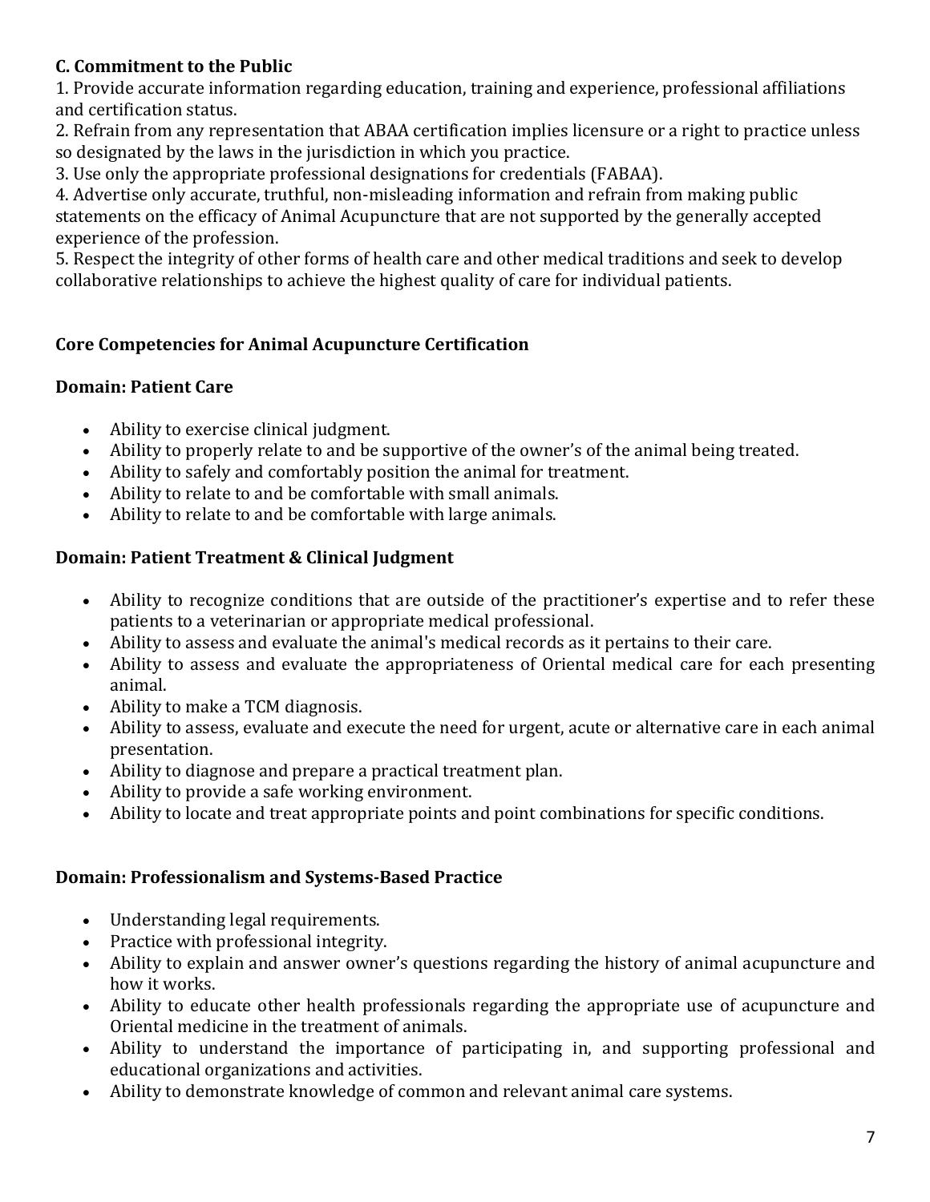**C. Commitment to the Public**

1. Provide accurate information regarding education, training and experience, professional affiliations and certification status.
2. Refrain from any representation that ABAA certification implies licensure or a right to practice unless so designated by the laws in the jurisdiction in which you practice.
3. Use only the appropriate professional designations for credentials (FABAA).
4. Advertise only accurate, truthful, non-misleading information and refrain from making public statements on the efficacy of Animal Acupuncture that are not supported by the generally accepted experience of the profession.
5. Respect the integrity of other forms of health care and other medical traditions and seek to develop collaborative relationships to achieve the highest quality of care for individual patients.

## Core Competencies for Animal Acupuncture Certification

### Domain: Patient Care

- Ability to exercise clinical judgment.
- Ability to properly relate to and be supportive of the owner's of the animal being treated.
- Ability to safely and comfortably position the animal for treatment.
- Ability to relate to and be comfortable with small animals.
- Ability to relate to and be comfortable with large animals.

### Domain: Patient Treatment & Clinical Judgment

- Ability to recognize conditions that are outside of the practitioner's expertise and to refer these patients to a veterinarian or appropriate medical professional.
- Ability to assess and evaluate the animal's medical records as it pertains to their care.
- Ability to assess and evaluate the appropriateness of Oriental medical care for each presenting animal.
- Ability to make a TCM diagnosis.
- Ability to assess, evaluate and execute the need for urgent, acute or alternative care in each animal presentation.
- Ability to diagnose and prepare a practical treatment plan.
- Ability to provide a safe working environment.
- Ability to locate and treat appropriate points and point combinations for specific conditions.

### Domain: Professionalism and Systems-Based Practice

- Understanding legal requirements.
- Practice with professional integrity.
- Ability to explain and answer owner's questions regarding the history of animal acupuncture and how it works.
- Ability to educate other health professionals regarding the appropriate use of acupuncture and Oriental medicine in the treatment of animals.
- Ability to understand the importance of participating in, and supporting professional and educational organizations and activities.
- Ability to demonstrate knowledge of common and relevant animal care systems.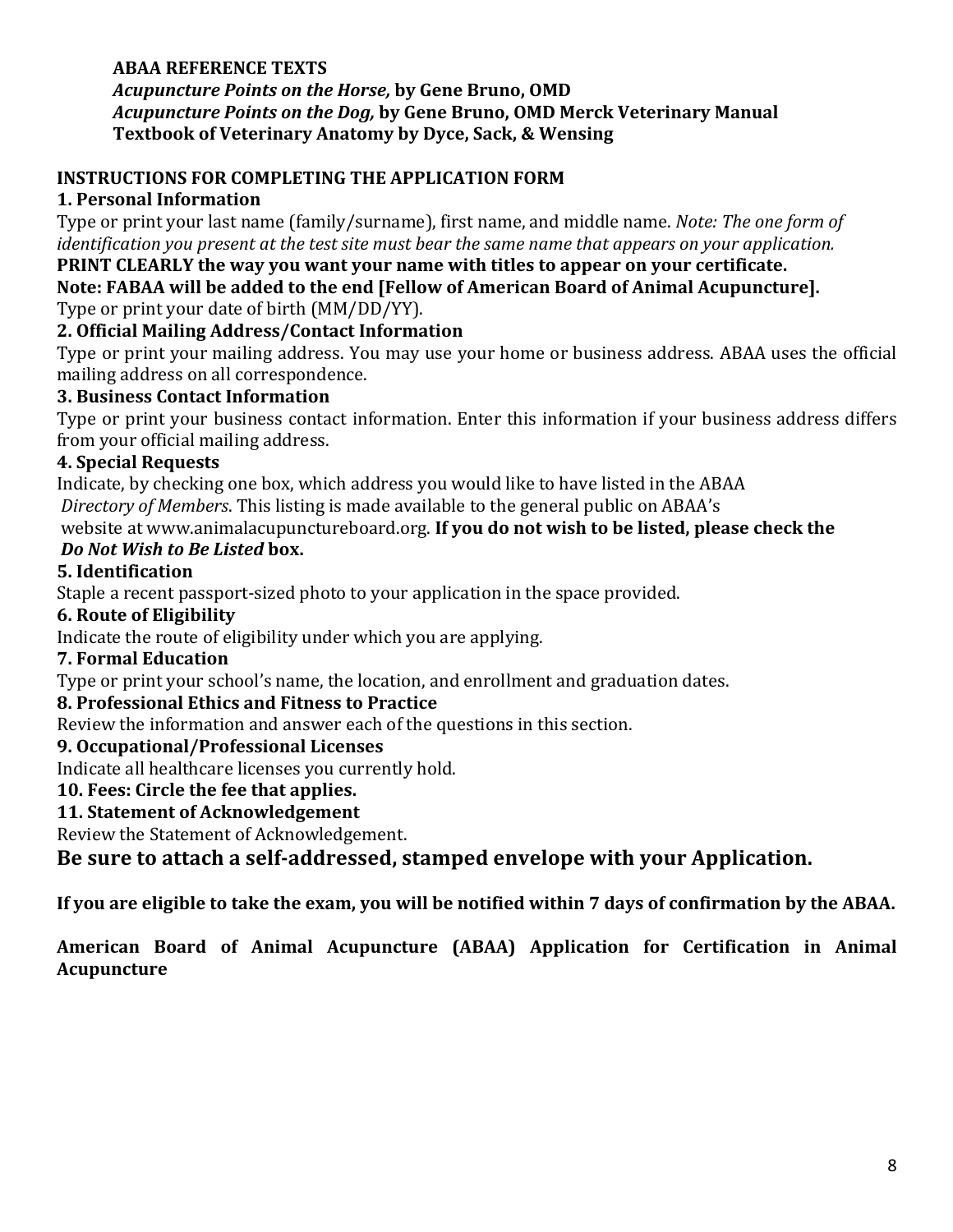**ABAA REFERENCE TEXTS**
***Acupuncture Points on the Horse,* by Gene Bruno, OMD**
***Acupuncture Points on the Dog,* by Gene Bruno, OMD Merck Veterinary Manual**
**Textbook of Veterinary Anatomy by Dyce, Sack, & Wensing**

## INSTRUCTIONS FOR COMPLETING THE APPLICATION FORM

### 1. Personal Information

Type or print your last name (family/surname), first name, and middle name. *Note: The one form of identification you present at the test site must bear the same name that appears on your application.*

**PRINT CLEARLY the way you want your name with titles to appear on your certificate.**

**Note: FABAA will be added to the end [Fellow of American Board of Animal Acupuncture].**

Type or print your date of birth (MM/DD/YY).

### 2. Official Mailing Address/Contact Information

Type or print your mailing address. You may use your home or business address. ABAA uses the official mailing address on all correspondence.

### 3. Business Contact Information

Type or print your business contact information. Enter this information if your business address differs from your official mailing address.

### 4. Special Requests

Indicate, by checking one box, which address you would like to have listed in the ABAA *Directory of Members*. This listing is made available to the general public on ABAA's website at www.animalacupunctureboard.org. **If you do not wish to be listed, please check the *Do Not Wish to Be Listed* box.**

### 5. Identification

Staple a recent passport-sized photo to your application in the space provided.

### 6. Route of Eligibility

Indicate the route of eligibility under which you are applying.

### 7. Formal Education

Type or print your school's name, the location, and enrollment and graduation dates.

### 8. Professional Ethics and Fitness to Practice

Review the information and answer each of the questions in this section.

### 9. Occupational/Professional Licenses

Indicate all healthcare licenses you currently hold.

### 10. Fees: Circle the fee that applies.

### 11. Statement of Acknowledgement

Review the Statement of Acknowledgement.

## Be sure to attach a self-addressed, stamped envelope with your Application.

**If you are eligible to take the exam, you will be notified within 7 days of confirmation by the ABAA.**

**American Board of Animal Acupuncture (ABAA) Application for Certification in Animal Acupuncture**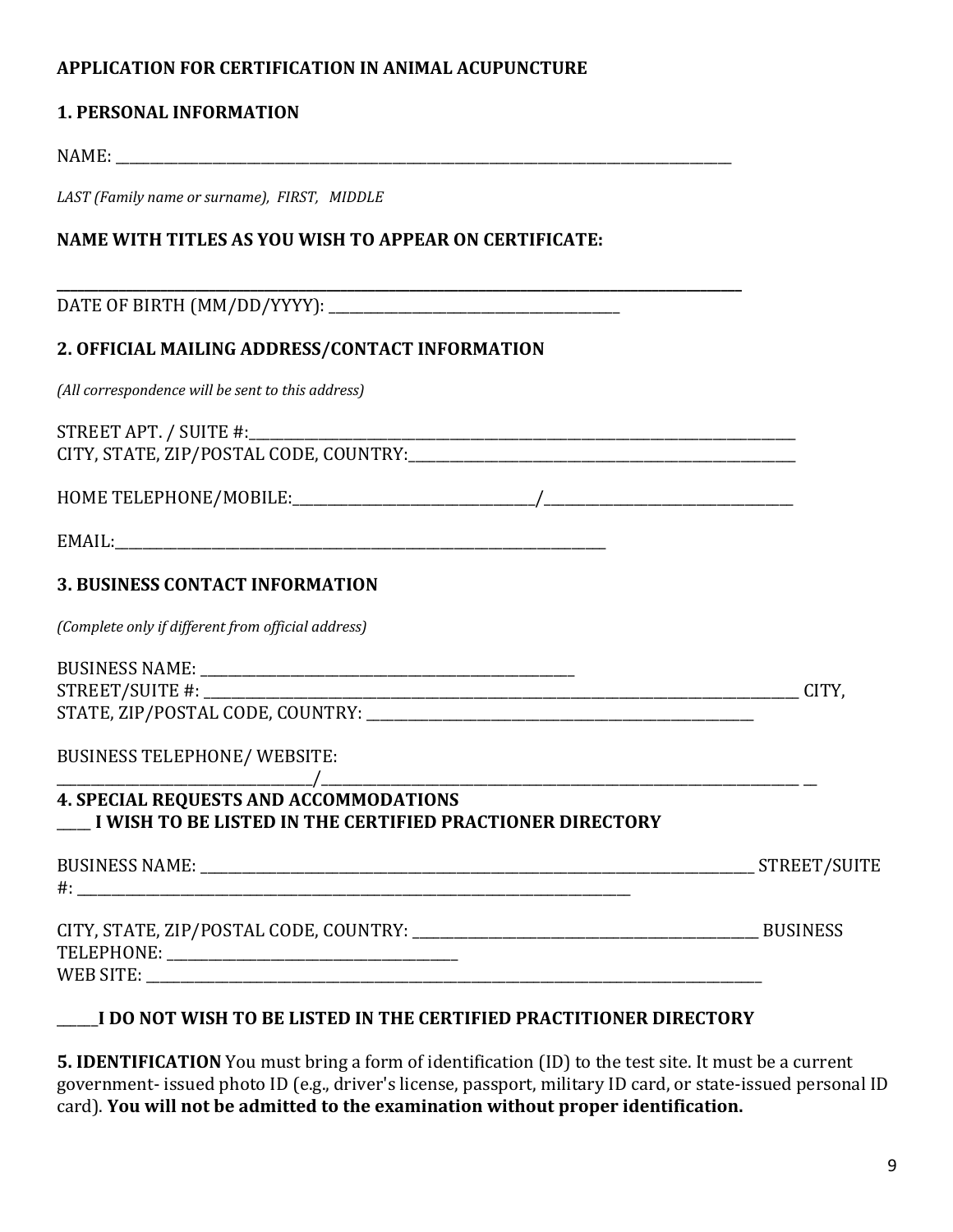**APPLICATION FOR CERTIFICATION IN ANIMAL ACUPUNCTURE**

**1. PERSONAL INFORMATION**

NAME: ______________________________________________________________________________

*LAST (Family name or surname), FIRST, MIDDLE*

**NAME WITH TITLES AS YOU WISH TO APPEAR ON CERTIFICATE:**

______________________________________________________________________________

DATE OF BIRTH (MM/DD/YYYY): ______________________________________

**2. OFFICIAL MAILING ADDRESS/CONTACT INFORMATION**

*(All correspondence will be sent to this address)*

STREET APT. / SUITE #:______________________________________________________________________

CITY, STATE, ZIP/POSTAL CODE, COUNTRY:_____________________________________________________

HOME TELEPHONE/MOBILE:________________________________/________________________________

EMAIL:__________________________________________________________________

**3. BUSINESS CONTACT INFORMATION**

*(Complete only if different from official address)*

BUSINESS NAME: ____________________________________________________

STREET/SUITE #: ________________________________________________________________________________ CITY, STATE, ZIP/POSTAL CODE, COUNTRY: ____________________________________________________

BUSINESS TELEPHONE/ WEBSITE:

________________________________/_______________________________________________________________ __

**4. SPECIAL REQUESTS AND ACCOMMODATIONS**

**____ I WISH TO BE LISTED IN THE CERTIFIED PRACTIONER DIRECTORY**

BUSINESS NAME: ___________________________________________________________________________ STREET/SUITE #: ________________________________________________________________________

CITY, STATE, ZIP/POSTAL CODE, COUNTRY: _______________________________________________ BUSINESS TELEPHONE: ______________________________________

WEB SITE: ________________________________________________________________________________

**_____I DO NOT WISH TO BE LISTED IN THE CERTIFIED PRACTITIONER DIRECTORY**

**5. IDENTIFICATION** You must bring a form of identification (ID) to the test site. It must be a current government- issued photo ID (e.g., driver's license, passport, military ID card, or state-issued personal ID card). **You will not be admitted to the examination without proper identification.**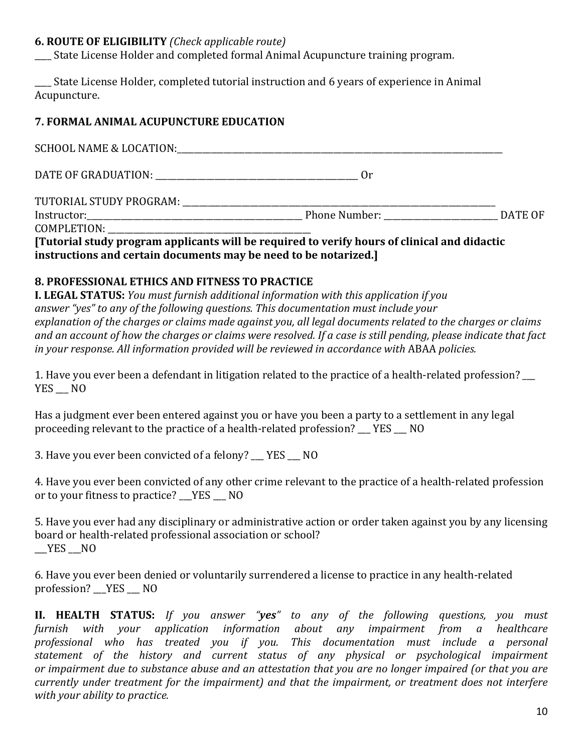**6. ROUTE OF ELIGIBILITY** *(Check applicable route)*

____ State License Holder and completed formal Animal Acupuncture training program.

____ State License Holder, completed tutorial instruction and 6 years of experience in Animal Acupuncture.

**7. FORMAL ANIMAL ACUPUNCTURE EDUCATION**

SCHOOL NAME & LOCATION:_______________________________________________________________________________

DATE OF GRADUATION: _______________________________________________ Or

TUTORIAL STUDY PROGRAM: ____________________________________________________________________________
Instructor:_____________________________________________________ Phone Number: __________________________ DATE OF COMPLETION: _______________________________________________

**[Tutorial study program applicants will be required to verify hours of clinical and didactic instructions and certain documents may be need to be notarized.]**

**8. PROFESSIONAL ETHICS AND FITNESS TO PRACTICE**

**I. LEGAL STATUS:** *You must furnish additional information with this application if you answer "yes" to any of the following questions. This documentation must include your explanation of the charges or claims made against you, all legal documents related to the charges or claims and an account of how the charges or claims were resolved. If a case is still pending, please indicate that fact in your response. All information provided will be reviewed in accordance with* ABAA *policies.*

1. Have you ever been a defendant in litigation related to the practice of a health-related profession? ___ YES ___ NO

Has a judgment ever been entered against you or have you been a party to a settlement in any legal proceeding relevant to the practice of a health-related profession? ___ YES ___ NO

3. Have you ever been convicted of a felony? ___ YES ___ NO

4. Have you ever been convicted of any other crime relevant to the practice of a health-related profession or to your fitness to practice? ___YES ___ NO

5. Have you ever had any disciplinary or administrative action or order taken against you by any licensing board or health-related professional association or school?
___YES ___NO

6. Have you ever been denied or voluntarily surrendered a license to practice in any health-related profession? ___YES ___ NO

**II. HEALTH STATUS:** *If you answer "**yes**" to any of the following questions, you must furnish with your application information about any impairment from a healthcare professional who has treated you if you. This documentation must include a personal statement of the history and current status of any physical or psychological impairment or impairment due to substance abuse and an attestation that you are no longer impaired (or that you are currently under treatment for the impairment) and that the impairment, or treatment does not interfere with your ability to practice.*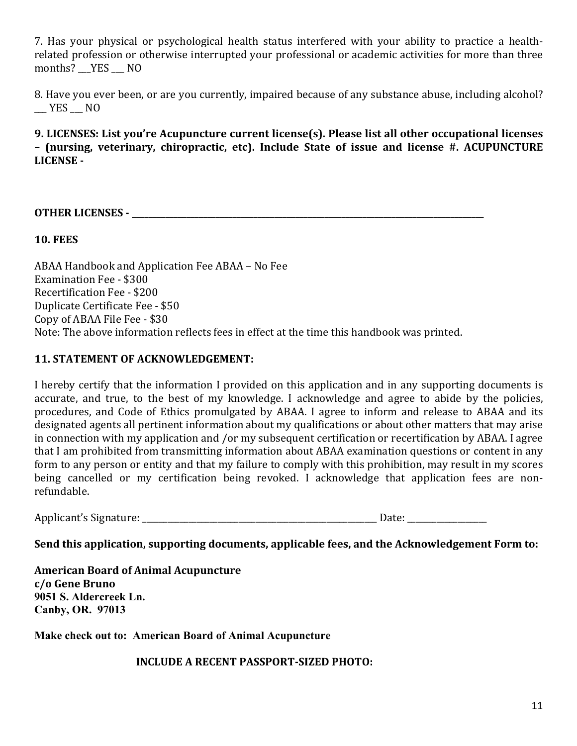7. Has your physical or psychological health status interfered with your ability to practice a health-related profession or otherwise interrupted your professional or academic activities for more than three months? ___YES ___ NO

8. Have you ever been, or are you currently, impaired because of any substance abuse, including alcohol? ___ YES ___ NO

**9. LICENSES: List you're Acupuncture current license(s). Please list all other occupational licenses – (nursing, veterinary, chiropractic, etc). Include State of issue and license #. ACUPUNCTURE LICENSE -**

**OTHER LICENSES - ______________________________________________________________________________**

**10. FEES**

ABAA Handbook and Application Fee ABAA – No Fee
Examination Fee - $300
Recertification Fee - $200
Duplicate Certificate Fee - $50
Copy of ABAA File Fee - $30
Note: The above information reflects fees in effect at the time this handbook was printed.

**11. STATEMENT OF ACKNOWLEDGEMENT:**

I hereby certify that the information I provided on this application and in any supporting documents is accurate, and true, to the best of my knowledge. I acknowledge and agree to abide by the policies, procedures, and Code of Ethics promulgated by ABAA. I agree to inform and release to ABAA and its designated agents all pertinent information about my qualifications or about other matters that may arise in connection with my application and /or my subsequent certification or recertification by ABAA. I agree that I am prohibited from transmitting information about ABAA examination questions or content in any form to any person or entity and that my failure to comply with this prohibition, may result in my scores being cancelled or my certification being revoked. I acknowledge that application fees are non-refundable.

Applicant's Signature: _______________________________________________ Date: _______________

**Send this application, supporting documents, applicable fees, and the Acknowledgement Form to:**

**American Board of Animal Acupuncture**
**c/o Gene Bruno**
**9051 S. Aldercreek Ln.**
**Canby, OR. 97013**

**Make check out to: American Board of Animal Acupuncture**

**INCLUDE A RECENT PASSPORT-SIZED PHOTO:**